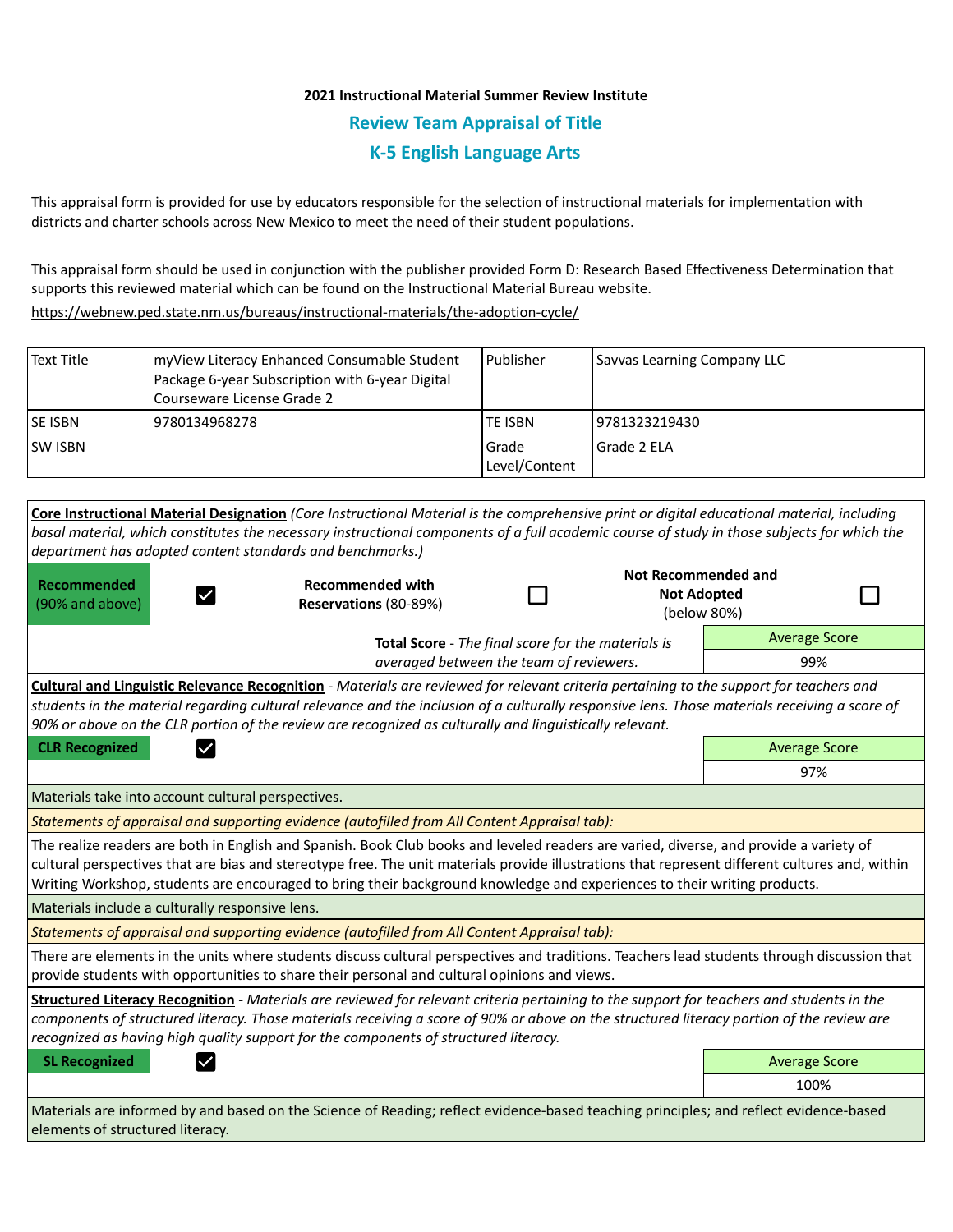**2021 Instructional Material Summer Review Institute**

## Review Team Appraisal of Title

## K-5 English Language Arts

This appraisal form is provided for use by educators responsible for the selection of instructional materials for implementation with districts and charter schools across New Mexico to meet the need of their student populations.

This appraisal form should be used in conjunction with the publisher provided Form D: Research Based Effectiveness Determination that supports this reviewed material which can be found on the Instructional Material Bureau website.

https://webnew.ped.state.nm.us/bureaus/instructional-materials/the-adoption-cycle/

| Text Title | myView Literacy Enhanced Consumable Student Package 6-year Subscription with 6-year Digital Courseware License Grade 2 | Publisher | Savvas Learning Company LLC |
|---|---|---|---|
| SE ISBN | 9780134968278 | TE ISBN | 9781323219430 |
| SW ISBN | | Grade Level/Content | Grade 2 ELA |

**Core Instructional Material Designation** *(Core Instructional Material is the comprehensive print or digital educational material, including basal material, which constitutes the necessary instructional components of a full academic course of study in those subjects for which the department has adopted content standards and benchmarks.)*

| Recommended (90% and above) | ☑ | Recommended with Reservations (80-89%) | ☐ | Not Recommended and Not Adopted (below 80%) | ☐ |
|---|---|---|---|---|---|

**Total Score** - *The final score for the materials is averaged between the team of reviewers.*

| Average Score |
|---|
| 99% |

**Cultural and Linguistic Relevance Recognition** - *Materials are reviewed for relevant criteria pertaining to the support for teachers and students in the material regarding cultural relevance and the inclusion of a culturally responsive lens. Those materials receiving a score of 90% or above on the CLR portion of the review are recognized as culturally and linguistically relevant.*

| CLR Recognized | ☑ | Average Score |
|---|---|---|
| | | 97% |

Materials take into account cultural perspectives.

*Statements of appraisal and supporting evidence (autofilled from All Content Appraisal tab):*

The realize readers are both in English and Spanish. Book Club books and leveled readers are varied, diverse, and provide a variety of cultural perspectives that are bias and stereotype free. The unit materials provide illustrations that represent different cultures and, within Writing Workshop, students are encouraged to bring their background knowledge and experiences to their writing products.

Materials include a culturally responsive lens.

*Statements of appraisal and supporting evidence (autofilled from All Content Appraisal tab):*

There are elements in the units where students discuss cultural perspectives and traditions. Teachers lead students through discussion that provide students with opportunities to share their personal and cultural opinions and views.

**Structured Literacy Recognition** - *Materials are reviewed for relevant criteria pertaining to the support for teachers and students in the components of structured literacy. Those materials receiving a score of 90% or above on the structured literacy portion of the review are recognized as having high quality support for the components of structured literacy.*

| SL Recognized | ☑ | Average Score |
|---|---|---|
| | | 100% |

Materials are informed by and based on the Science of Reading; reflect evidence-based teaching principles; and reflect evidence-based elements of structured literacy.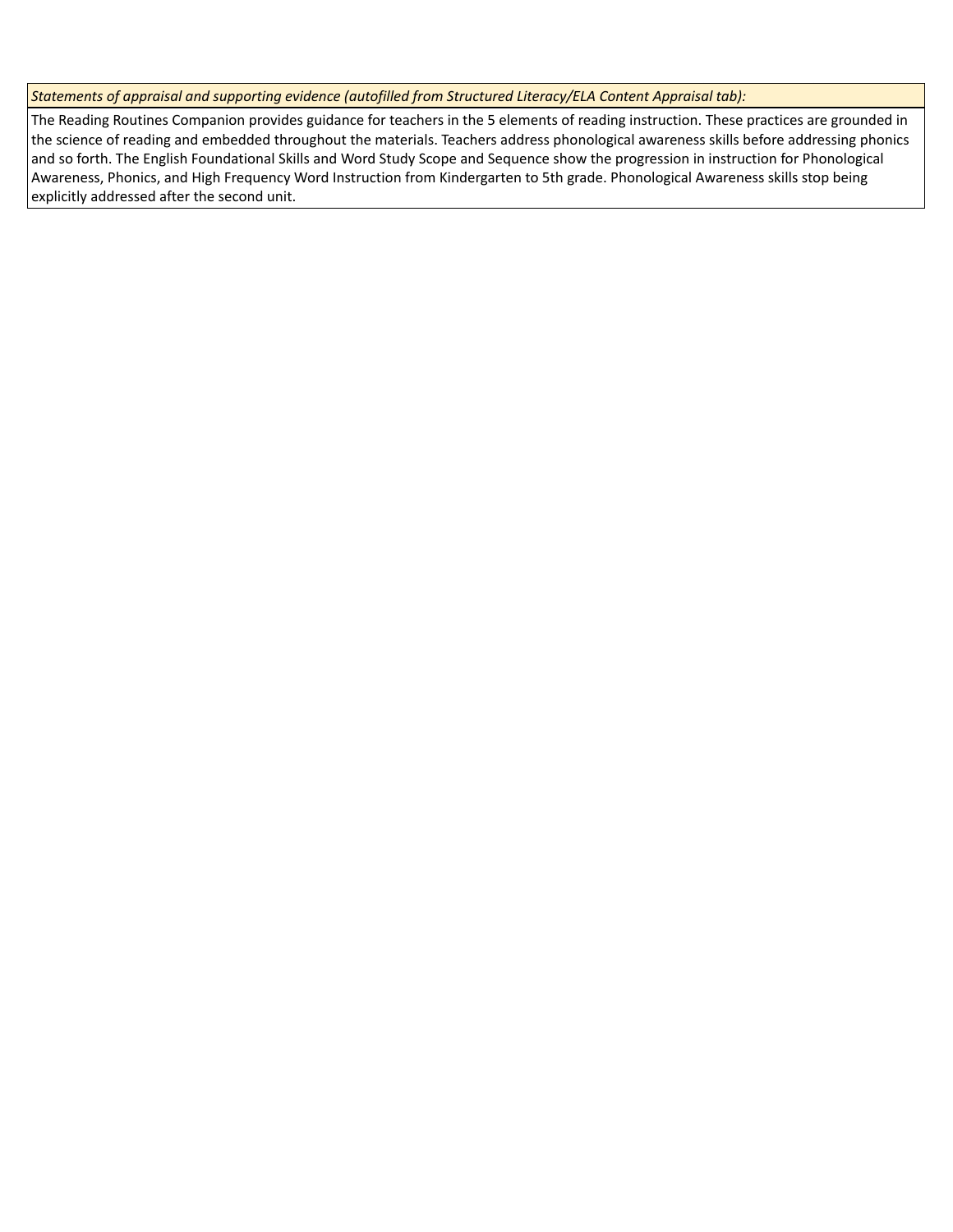| *Statements of appraisal and supporting evidence (autofilled from Structured Literacy/ELA Content Appraisal tab):* |
| --- |
| The Reading Routines Companion provides guidance for teachers in the 5 elements of reading instruction. These practices are grounded in the science of reading and embedded throughout the materials. Teachers address phonological awareness skills before addressing phonics and so forth. The English Foundational Skills and Word Study Scope and Sequence show the progression in instruction for Phonological Awareness, Phonics, and High Frequency Word Instruction from Kindergarten to 5th grade. Phonological Awareness skills stop being explicitly addressed after the second unit. |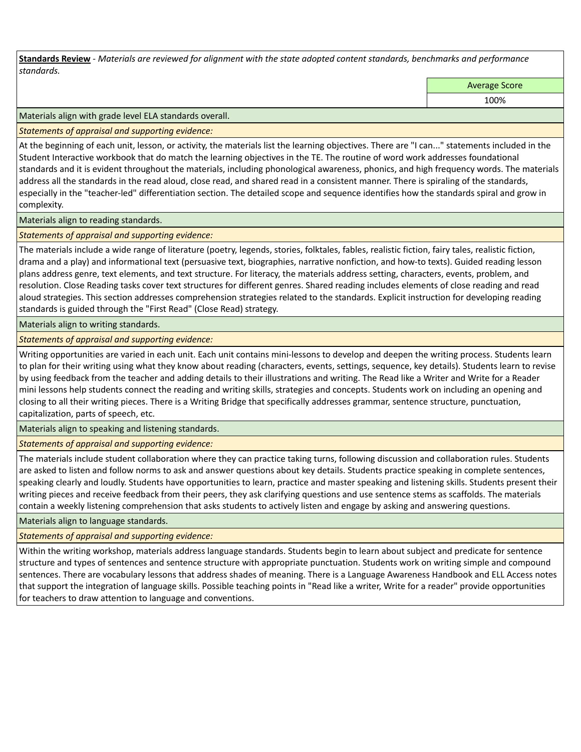**Standards Review** - *Materials are reviewed for alignment with the state adopted content standards, benchmarks and performance standards.*

| | Average Score |
|---|---|
| | 100% |

Materials align with grade level ELA standards overall.

*Statements of appraisal and supporting evidence:*

At the beginning of each unit, lesson, or activity, the materials list the learning objectives. There are "I can..." statements included in the Student Interactive workbook that do match the learning objectives in the TE. The routine of word work addresses foundational standards and it is evident throughout the materials, including phonological awareness, phonics, and high frequency words. The materials address all the standards in the read aloud, close read, and shared read in a consistent manner. There is spiraling of the standards, especially in the "teacher-led" differentiation section. The detailed scope and sequence identifies how the standards spiral and grow in complexity.

Materials align to reading standards.

*Statements of appraisal and supporting evidence:*

The materials include a wide range of literature (poetry, legends, stories, folktales, fables, realistic fiction, fairy tales, realistic fiction, drama and a play) and informational text (persuasive text, biographies, narrative nonfiction, and how-to texts). Guided reading lesson plans address genre, text elements, and text structure. For literacy, the materials address setting, characters, events, problem, and resolution. Close Reading tasks cover text structures for different genres. Shared reading includes elements of close reading and read aloud strategies. This section addresses comprehension strategies related to the standards. Explicit instruction for developing reading standards is guided through the "First Read" (Close Read) strategy.

Materials align to writing standards.

*Statements of appraisal and supporting evidence:*

Writing opportunities are varied in each unit. Each unit contains mini-lessons to develop and deepen the writing process. Students learn to plan for their writing using what they know about reading (characters, events, settings, sequence, key details). Students learn to revise by using feedback from the teacher and adding details to their illustrations and writing. The Read like a Writer and Write for a Reader mini lessons help students connect the reading and writing skills, strategies and concepts. Students work on including an opening and closing to all their writing pieces. There is a Writing Bridge that specifically addresses grammar, sentence structure, punctuation, capitalization, parts of speech, etc.

Materials align to speaking and listening standards.

*Statements of appraisal and supporting evidence:*

The materials include student collaboration where they can practice taking turns, following discussion and collaboration rules. Students are asked to listen and follow norms to ask and answer questions about key details. Students practice speaking in complete sentences, speaking clearly and loudly. Students have opportunities to learn, practice and master speaking and listening skills. Students present their writing pieces and receive feedback from their peers, they ask clarifying questions and use sentence stems as scaffolds. The materials contain a weekly listening comprehension that asks students to actively listen and engage by asking and answering questions.

Materials align to language standards.

*Statements of appraisal and supporting evidence:*

Within the writing workshop, materials address language standards. Students begin to learn about subject and predicate for sentence structure and types of sentences and sentence structure with appropriate punctuation. Students work on writing simple and compound sentences. There are vocabulary lessons that address shades of meaning. There is a Language Awareness Handbook and ELL Access notes that support the integration of language skills. Possible teaching points in "Read like a writer, Write for a reader" provide opportunities for teachers to draw attention to language and conventions.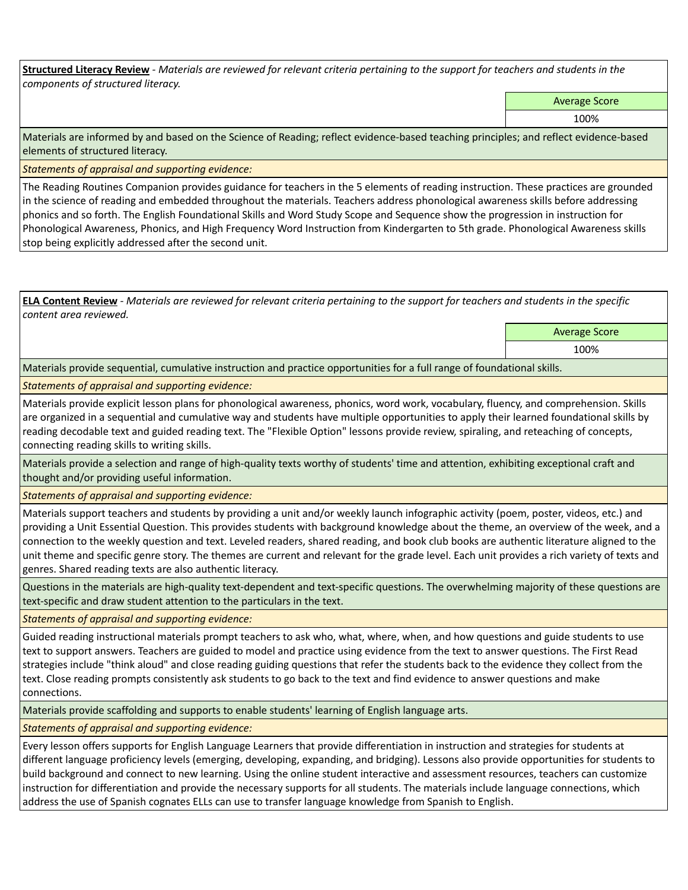**Structured Literacy Review** - *Materials are reviewed for relevant criteria pertaining to the support for teachers and students in the components of structured literacy.*

| Average Score |
|---|
| 100% |

Materials are informed by and based on the Science of Reading; reflect evidence-based teaching principles; and reflect evidence-based elements of structured literacy.

*Statements of appraisal and supporting evidence:*

The Reading Routines Companion provides guidance for teachers in the 5 elements of reading instruction. These practices are grounded in the science of reading and embedded throughout the materials. Teachers address phonological awareness skills before addressing phonics and so forth. The English Foundational Skills and Word Study Scope and Sequence show the progression in instruction for Phonological Awareness, Phonics, and High Frequency Word Instruction from Kindergarten to 5th grade. Phonological Awareness skills stop being explicitly addressed after the second unit.

**ELA Content Review** - *Materials are reviewed for relevant criteria pertaining to the support for teachers and students in the specific content area reviewed.*

| Average Score |
|---|
| 100% |

Materials provide sequential, cumulative instruction and practice opportunities for a full range of foundational skills.

*Statements of appraisal and supporting evidence:*

Materials provide explicit lesson plans for phonological awareness, phonics, word work, vocabulary, fluency, and comprehension. Skills are organized in a sequential and cumulative way and students have multiple opportunities to apply their learned foundational skills by reading decodable text and guided reading text. The "Flexible Option" lessons provide review, spiraling, and reteaching of concepts, connecting reading skills to writing skills.

Materials provide a selection and range of high-quality texts worthy of students' time and attention, exhibiting exceptional craft and thought and/or providing useful information.

*Statements of appraisal and supporting evidence:*

Materials support teachers and students by providing a unit and/or weekly launch infographic activity (poem, poster, videos, etc.) and providing a Unit Essential Question. This provides students with background knowledge about the theme, an overview of the week, and a connection to the weekly question and text. Leveled readers, shared reading, and book club books are authentic literature aligned to the unit theme and specific genre story. The themes are current and relevant for the grade level. Each unit provides a rich variety of texts and genres. Shared reading texts are also authentic literacy.

Questions in the materials are high-quality text-dependent and text-specific questions. The overwhelming majority of these questions are text-specific and draw student attention to the particulars in the text.

*Statements of appraisal and supporting evidence:*

Guided reading instructional materials prompt teachers to ask who, what, where, when, and how questions and guide students to use text to support answers. Teachers are guided to model and practice using evidence from the text to answer questions. The First Read strategies include "think aloud" and close reading guiding questions that refer the students back to the evidence they collect from the text. Close reading prompts consistently ask students to go back to the text and find evidence to answer questions and make connections.

Materials provide scaffolding and supports to enable students' learning of English language arts.

*Statements of appraisal and supporting evidence:*

Every lesson offers supports for English Language Learners that provide differentiation in instruction and strategies for students at different language proficiency levels (emerging, developing, expanding, and bridging). Lessons also provide opportunities for students to build background and connect to new learning. Using the online student interactive and assessment resources, teachers can customize instruction for differentiation and provide the necessary supports for all students. The materials include language connections, which address the use of Spanish cognates ELLs can use to transfer language knowledge from Spanish to English.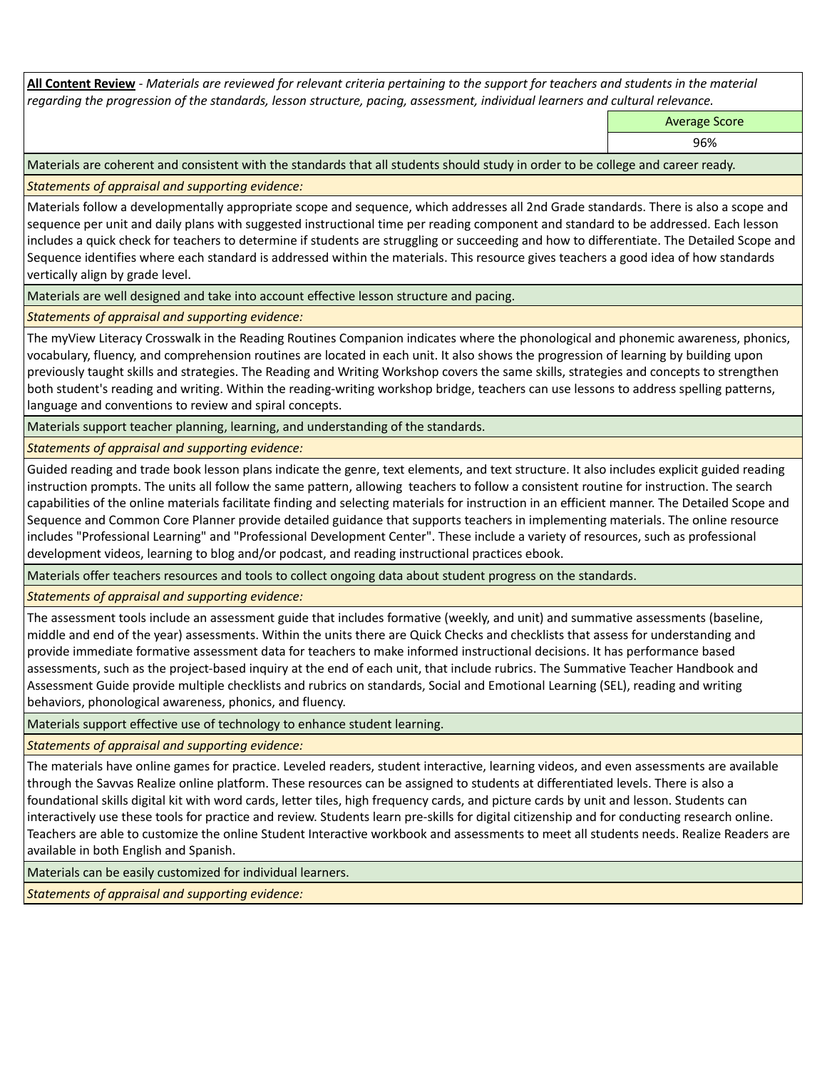**All Content Review** - *Materials are reviewed for relevant criteria pertaining to the support for teachers and students in the material regarding the progression of the standards, lesson structure, pacing, assessment, individual learners and cultural relevance.*

| | Average Score |
|---|---|
| | 96% |

Materials are coherent and consistent with the standards that all students should study in order to be college and career ready.

*Statements of appraisal and supporting evidence:*

Materials follow a developmentally appropriate scope and sequence, which addresses all 2nd Grade standards. There is also a scope and sequence per unit and daily plans with suggested instructional time per reading component and standard to be addressed. Each lesson includes a quick check for teachers to determine if students are struggling or succeeding and how to differentiate. The Detailed Scope and Sequence identifies where each standard is addressed within the materials. This resource gives teachers a good idea of how standards vertically align by grade level.

Materials are well designed and take into account effective lesson structure and pacing.

*Statements of appraisal and supporting evidence:*

The myView Literacy Crosswalk in the Reading Routines Companion indicates where the phonological and phonemic awareness, phonics, vocabulary, fluency, and comprehension routines are located in each unit. It also shows the progression of learning by building upon previously taught skills and strategies. The Reading and Writing Workshop covers the same skills, strategies and concepts to strengthen both student's reading and writing. Within the reading-writing workshop bridge, teachers can use lessons to address spelling patterns, language and conventions to review and spiral concepts.

Materials support teacher planning, learning, and understanding of the standards.

*Statements of appraisal and supporting evidence:*

Guided reading and trade book lesson plans indicate the genre, text elements, and text structure. It also includes explicit guided reading instruction prompts. The units all follow the same pattern, allowing teachers to follow a consistent routine for instruction. The search capabilities of the online materials facilitate finding and selecting materials for instruction in an efficient manner. The Detailed Scope and Sequence and Common Core Planner provide detailed guidance that supports teachers in implementing materials. The online resource includes "Professional Learning" and "Professional Development Center". These include a variety of resources, such as professional development videos, learning to blog and/or podcast, and reading instructional practices ebook.

Materials offer teachers resources and tools to collect ongoing data about student progress on the standards.

*Statements of appraisal and supporting evidence:*

The assessment tools include an assessment guide that includes formative (weekly, and unit) and summative assessments (baseline, middle and end of the year) assessments. Within the units there are Quick Checks and checklists that assess for understanding and provide immediate formative assessment data for teachers to make informed instructional decisions. It has performance based assessments, such as the project-based inquiry at the end of each unit, that include rubrics. The Summative Teacher Handbook and Assessment Guide provide multiple checklists and rubrics on standards, Social and Emotional Learning (SEL), reading and writing behaviors, phonological awareness, phonics, and fluency.

Materials support effective use of technology to enhance student learning.

*Statements of appraisal and supporting evidence:*

The materials have online games for practice. Leveled readers, student interactive, learning videos, and even assessments are available through the Savvas Realize online platform. These resources can be assigned to students at differentiated levels. There is also a foundational skills digital kit with word cards, letter tiles, high frequency cards, and picture cards by unit and lesson. Students can interactively use these tools for practice and review. Students learn pre-skills for digital citizenship and for conducting research online. Teachers are able to customize the online Student Interactive workbook and assessments to meet all students needs. Realize Readers are available in both English and Spanish.

Materials can be easily customized for individual learners.

*Statements of appraisal and supporting evidence:*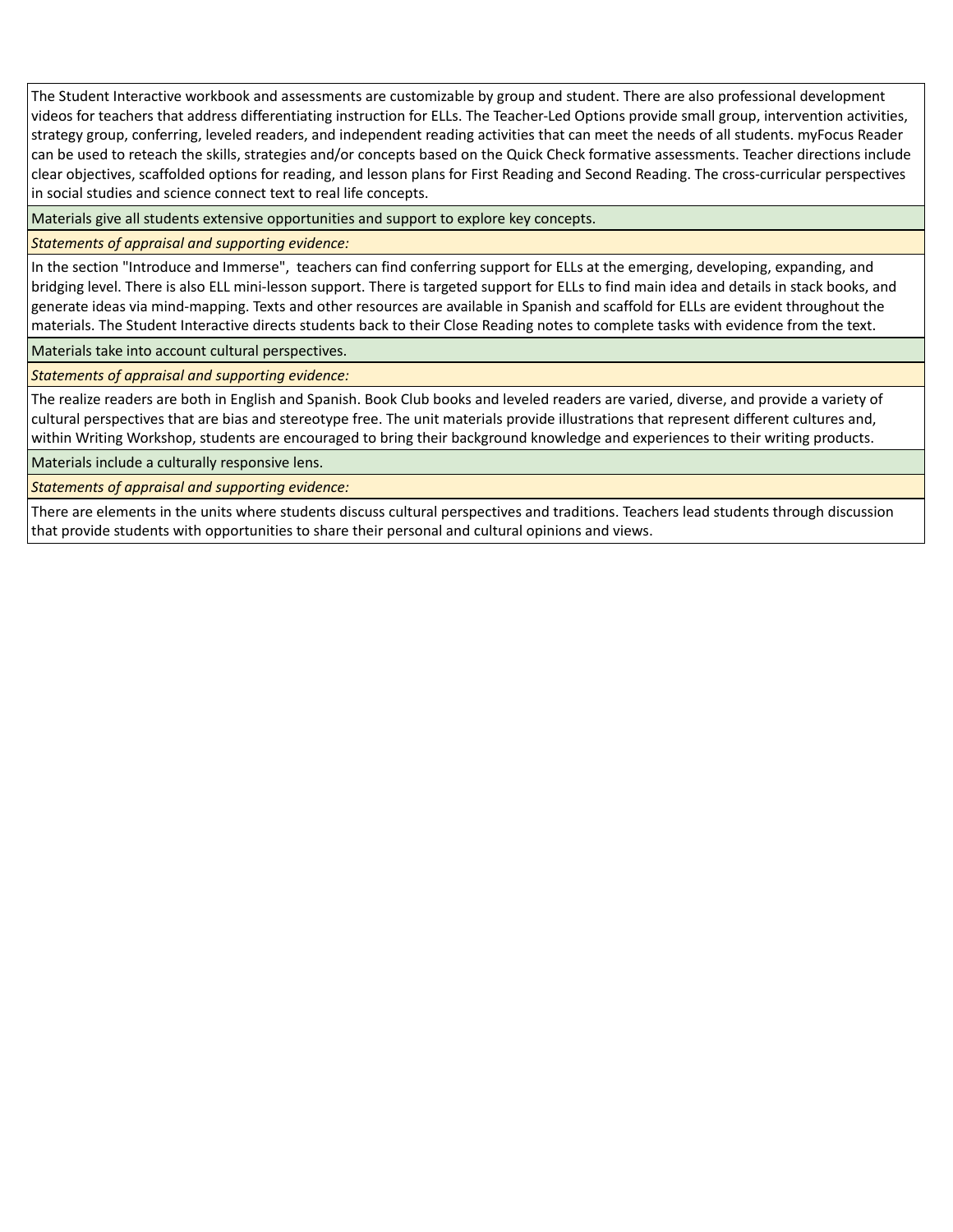The Student Interactive workbook and assessments are customizable by group and student. There are also professional development videos for teachers that address differentiating instruction for ELLs. The Teacher-Led Options provide small group, intervention activities, strategy group, conferring, leveled readers, and independent reading activities that can meet the needs of all students. myFocus Reader can be used to reteach the skills, strategies and/or concepts based on the Quick Check formative assessments. Teacher directions include clear objectives, scaffolded options for reading, and lesson plans for First Reading and Second Reading. The cross-curricular perspectives in social studies and science connect text to real life concepts.

Materials give all students extensive opportunities and support to explore key concepts.

*Statements of appraisal and supporting evidence:*

In the section "Introduce and Immerse", teachers can find conferring support for ELLs at the emerging, developing, expanding, and bridging level. There is also ELL mini-lesson support. There is targeted support for ELLs to find main idea and details in stack books, and generate ideas via mind-mapping. Texts and other resources are available in Spanish and scaffold for ELLs are evident throughout the materials. The Student Interactive directs students back to their Close Reading notes to complete tasks with evidence from the text.

Materials take into account cultural perspectives.

*Statements of appraisal and supporting evidence:*

The realize readers are both in English and Spanish. Book Club books and leveled readers are varied, diverse, and provide a variety of cultural perspectives that are bias and stereotype free. The unit materials provide illustrations that represent different cultures and, within Writing Workshop, students are encouraged to bring their background knowledge and experiences to their writing products.

Materials include a culturally responsive lens.

*Statements of appraisal and supporting evidence:*

There are elements in the units where students discuss cultural perspectives and traditions. Teachers lead students through discussion that provide students with opportunities to share their personal and cultural opinions and views.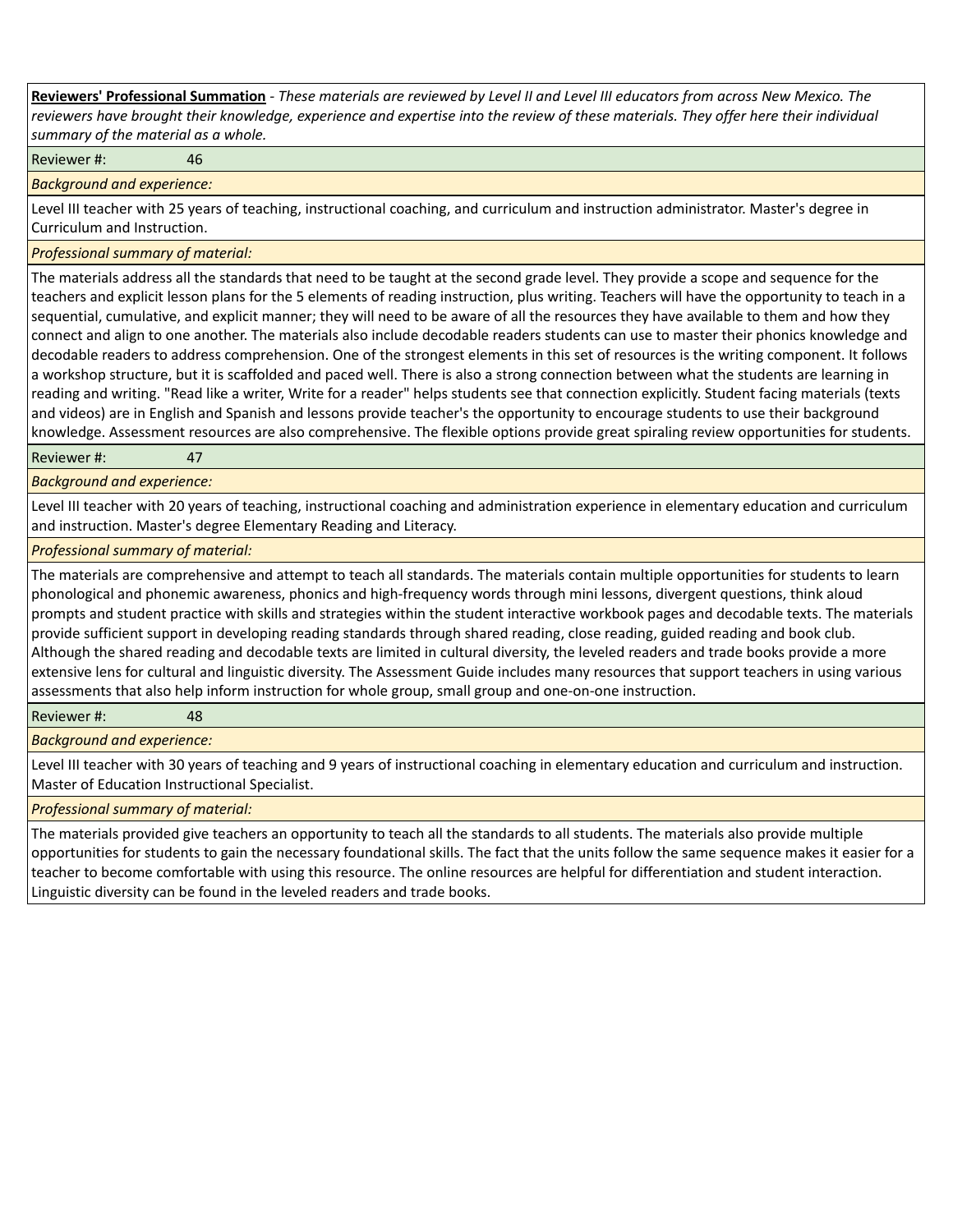**Reviewers' Professional Summation** - *These materials are reviewed by Level II and Level III educators from across New Mexico. The reviewers have brought their knowledge, experience and expertise into the review of these materials. They offer here their individual summary of the material as a whole.*

Reviewer #: 46

*Background and experience:*

Level III teacher with 25 years of teaching, instructional coaching, and curriculum and instruction administrator. Master's degree in Curriculum and Instruction.

*Professional summary of material:*

The materials address all the standards that need to be taught at the second grade level. They provide a scope and sequence for the teachers and explicit lesson plans for the 5 elements of reading instruction, plus writing. Teachers will have the opportunity to teach in a sequential, cumulative, and explicit manner; they will need to be aware of all the resources they have available to them and how they connect and align to one another. The materials also include decodable readers students can use to master their phonics knowledge and decodable readers to address comprehension. One of the strongest elements in this set of resources is the writing component. It follows a workshop structure, but it is scaffolded and paced well. There is also a strong connection between what the students are learning in reading and writing. "Read like a writer, Write for a reader" helps students see that connection explicitly. Student facing materials (texts and videos) are in English and Spanish and lessons provide teacher's the opportunity to encourage students to use their background knowledge. Assessment resources are also comprehensive. The flexible options provide great spiraling review opportunities for students.

Reviewer #: 47

*Background and experience:*

Level III teacher with 20 years of teaching, instructional coaching and administration experience in elementary education and curriculum and instruction. Master's degree Elementary Reading and Literacy.

*Professional summary of material:*

The materials are comprehensive and attempt to teach all standards. The materials contain multiple opportunities for students to learn phonological and phonemic awareness, phonics and high-frequency words through mini lessons, divergent questions, think aloud prompts and student practice with skills and strategies within the student interactive workbook pages and decodable texts. The materials provide sufficient support in developing reading standards through shared reading, close reading, guided reading and book club. Although the shared reading and decodable texts are limited in cultural diversity, the leveled readers and trade books provide a more extensive lens for cultural and linguistic diversity. The Assessment Guide includes many resources that support teachers in using various assessments that also help inform instruction for whole group, small group and one-on-one instruction.

Reviewer #: 48

*Background and experience:*

Level III teacher with 30 years of teaching and 9 years of instructional coaching in elementary education and curriculum and instruction. Master of Education Instructional Specialist.

*Professional summary of material:*

The materials provided give teachers an opportunity to teach all the standards to all students. The materials also provide multiple opportunities for students to gain the necessary foundational skills. The fact that the units follow the same sequence makes it easier for a teacher to become comfortable with using this resource. The online resources are helpful for differentiation and student interaction. Linguistic diversity can be found in the leveled readers and trade books.